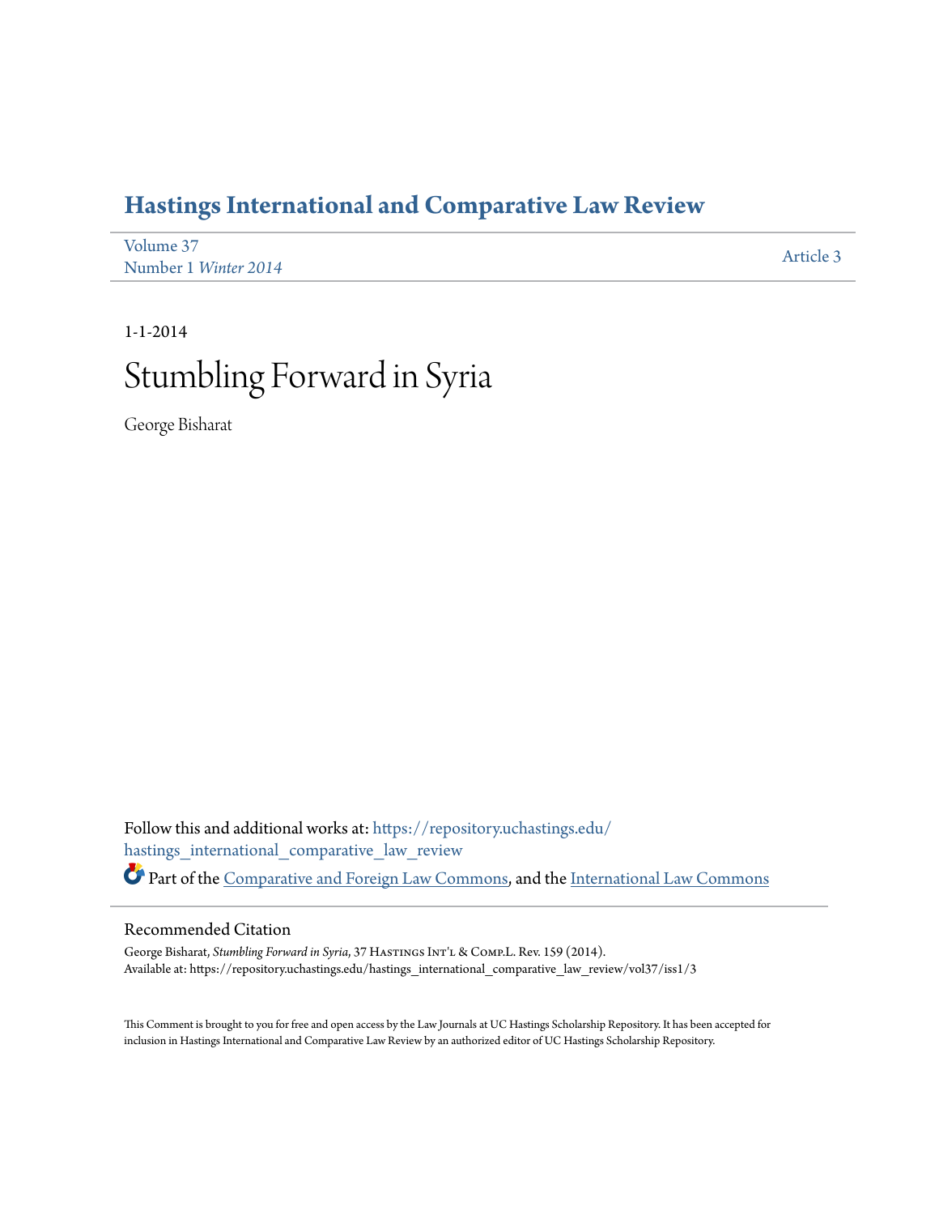# Hastings International and Comparative Law Review

Volume 37
Number 1 *Winter 2014*

Article 3

1-1-2014

# Stumbling Forward in Syria

George Bisharat

Follow this and additional works at: https://repository.uchastings.edu/hastings_international_comparative_law_review

Part of the Comparative and Foreign Law Commons, and the International Law Commons

## Recommended Citation

George Bisharat, *Stumbling Forward in Syria*, 37 Hastings Int'l & Comp.L. Rev. 159 (2014).
Available at: https://repository.uchastings.edu/hastings_international_comparative_law_review/vol37/iss1/3

This Comment is brought to you for free and open access by the Law Journals at UC Hastings Scholarship Repository. It has been accepted for inclusion in Hastings International and Comparative Law Review by an authorized editor of UC Hastings Scholarship Repository.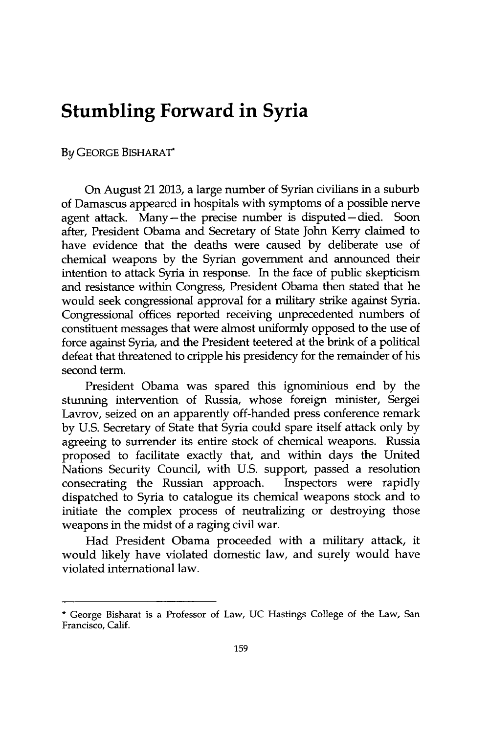# Stumbling Forward in Syria

*By* GEORGE BISHARAT*

On August 21 2013, a large number of Syrian civilians in a suburb of Damascus appeared in hospitals with symptoms of a possible nerve agent attack. Many—the precise number is disputed—died. Soon after, President Obama and Secretary of State John Kerry claimed to have evidence that the deaths were caused by deliberate use of chemical weapons by the Syrian government and announced their intention to attack Syria in response. In the face of public skepticism and resistance within Congress, President Obama then stated that he would seek congressional approval for a military strike against Syria. Congressional offices reported receiving unprecedented numbers of constituent messages that were almost uniformly opposed to the use of force against Syria, and the President teetered at the brink of a political defeat that threatened to cripple his presidency for the remainder of his second term.

President Obama was spared this ignominious end by the stunning intervention of Russia, whose foreign minister, Sergei Lavrov, seized on an apparently off-handed press conference remark by U.S. Secretary of State that Syria could spare itself attack only by agreeing to surrender its entire stock of chemical weapons. Russia proposed to facilitate exactly that, and within days the United Nations Security Council, with U.S. support, passed a resolution consecrating the Russian approach. Inspectors were rapidly dispatched to Syria to catalogue its chemical weapons stock and to initiate the complex process of neutralizing or destroying those weapons in the midst of a raging civil war.

Had President Obama proceeded with a military attack, it would likely have violated domestic law, and surely would have violated international law.

---

* George Bisharat is a Professor of Law, UC Hastings College of the Law, San Francisco, Calif.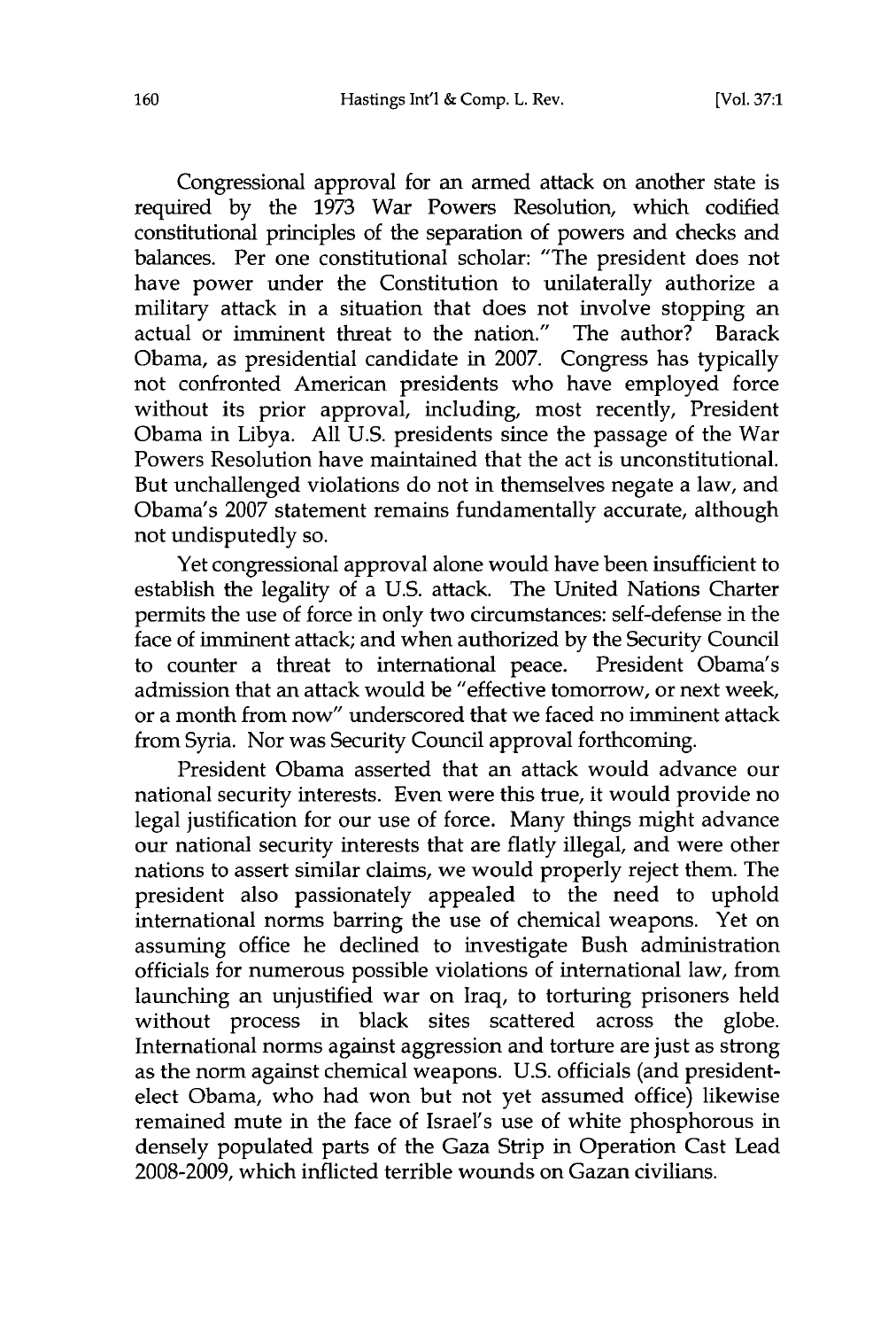Congressional approval for an armed attack on another state is required by the 1973 War Powers Resolution, which codified constitutional principles of the separation of powers and checks and balances. Per one constitutional scholar: "The president does not have power under the Constitution to unilaterally authorize a military attack in a situation that does not involve stopping an actual or imminent threat to the nation." The author? Barack Obama, as presidential candidate in 2007. Congress has typically not confronted American presidents who have employed force without its prior approval, including, most recently, President Obama in Libya. All U.S. presidents since the passage of the War Powers Resolution have maintained that the act is unconstitutional. But unchallenged violations do not in themselves negate a law, and Obama's 2007 statement remains fundamentally accurate, although not undisputedly so.

Yet congressional approval alone would have been insufficient to establish the legality of a U.S. attack. The United Nations Charter permits the use of force in only two circumstances: self-defense in the face of imminent attack; and when authorized by the Security Council to counter a threat to international peace. President Obama's admission that an attack would be "effective tomorrow, or next week, or a month from now" underscored that we faced no imminent attack from Syria. Nor was Security Council approval forthcoming.

President Obama asserted that an attack would advance our national security interests. Even were this true, it would provide no legal justification for our use of force. Many things might advance our national security interests that are flatly illegal, and were other nations to assert similar claims, we would properly reject them. The president also passionately appealed to the need to uphold international norms barring the use of chemical weapons. Yet on assuming office he declined to investigate Bush administration officials for numerous possible violations of international law, from launching an unjustified war on Iraq, to torturing prisoners held without process in black sites scattered across the globe. International norms against aggression and torture are just as strong as the norm against chemical weapons. U.S. officials (and president-elect Obama, who had won but not yet assumed office) likewise remained mute in the face of Israel's use of white phosphorous in densely populated parts of the Gaza Strip in Operation Cast Lead 2008-2009, which inflicted terrible wounds on Gazan civilians.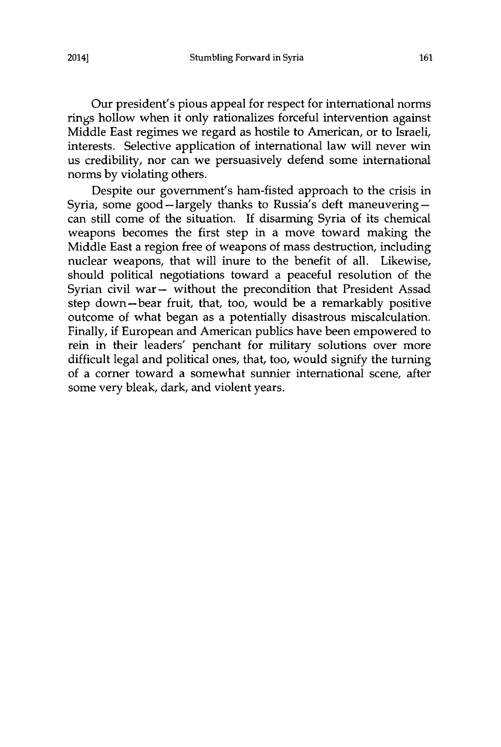Our president's pious appeal for respect for international norms rings hollow when it only rationalizes forceful intervention against Middle East regimes we regard as hostile to American, or to Israeli, interests. Selective application of international law will never win us credibility, nor can we persuasively defend some international norms by violating others.

Despite our government's ham-fisted approach to the crisis in Syria, some good—largely thanks to Russia's deft maneuvering—can still come of the situation. If disarming Syria of its chemical weapons becomes the first step in a move toward making the Middle East a region free of weapons of mass destruction, including nuclear weapons, that will inure to the benefit of all. Likewise, should political negotiations toward a peaceful resolution of the Syrian civil war— without the precondition that President Assad step down—bear fruit, that, too, would be a remarkably positive outcome of what began as a potentially disastrous miscalculation. Finally, if European and American publics have been empowered to rein in their leaders' penchant for military solutions over more difficult legal and political ones, that, too, would signify the turning of a corner toward a somewhat sunnier international scene, after some very bleak, dark, and violent years.